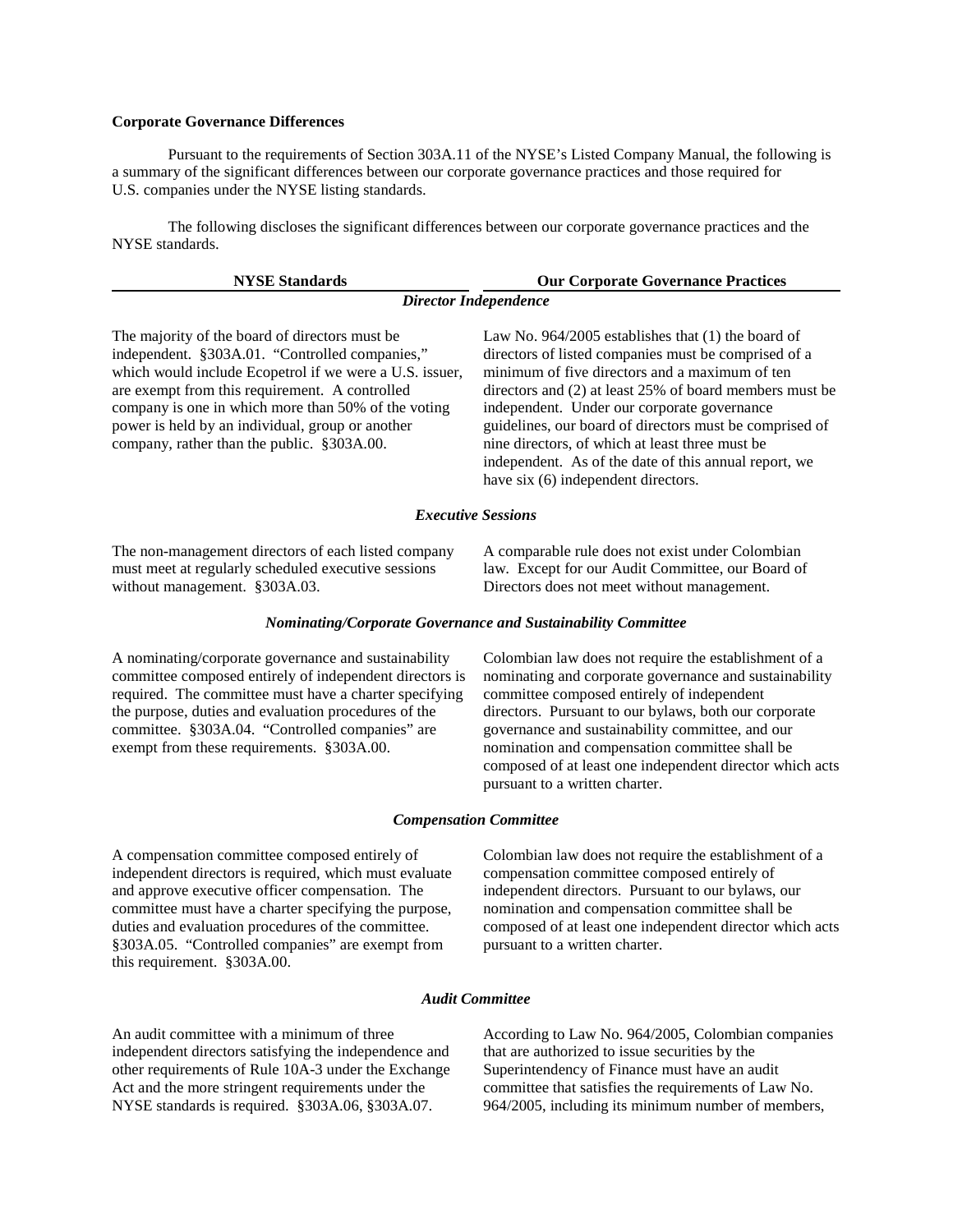**Corporate Governance Differences**

Pursuant to the requirements of Section 303A.11 of the NYSE's Listed Company Manual, the following is a summary of the significant differences between our corporate governance practices and those required for U.S. companies under the NYSE listing standards.

The following discloses the significant differences between our corporate governance practices and the NYSE standards.

| NYSE Standards | Our Corporate Governance Practices |
|---|---|
| ***Director Independence*** | |
| The majority of the board of directors must be independent. §303A.01. "Controlled companies," which would include Ecopetrol if we were a U.S. issuer, are exempt from this requirement. A controlled company is one in which more than 50% of the voting power is held by an individual, group or another company, rather than the public. §303A.00. | Law No. 964/2005 establishes that (1) the board of directors of listed companies must be comprised of a minimum of five directors and a maximum of ten directors and (2) at least 25% of board members must be independent. Under our corporate governance guidelines, our board of directors must be comprised of nine directors, of which at least three must be independent. As of the date of this annual report, we have six (6) independent directors. |
| ***Executive Sessions*** | |
| The non-management directors of each listed company must meet at regularly scheduled executive sessions without management. §303A.03. | A comparable rule does not exist under Colombian law. Except for our Audit Committee, our Board of Directors does not meet without management. |
| ***Nominating/Corporate Governance and Sustainability Committee*** | |
| A nominating/corporate governance and sustainability committee composed entirely of independent directors is required. The committee must have a charter specifying the purpose, duties and evaluation procedures of the committee. §303A.04. "Controlled companies" are exempt from these requirements. §303A.00. | Colombian law does not require the establishment of a nominating and corporate governance and sustainability committee composed entirely of independent directors. Pursuant to our bylaws, both our corporate governance and sustainability committee, and our nomination and compensation committee shall be composed of at least one independent director which acts pursuant to a written charter. |
| ***Compensation Committee*** | |
| A compensation committee composed entirely of independent directors is required, which must evaluate and approve executive officer compensation. The committee must have a charter specifying the purpose, duties and evaluation procedures of the committee. §303A.05. "Controlled companies" are exempt from this requirement. §303A.00. | Colombian law does not require the establishment of a compensation committee composed entirely of independent directors. Pursuant to our bylaws, our nomination and compensation committee shall be composed of at least one independent director which acts pursuant to a written charter. |
| ***Audit Committee*** | |
| An audit committee with a minimum of three independent directors satisfying the independence and other requirements of Rule 10A-3 under the Exchange Act and the more stringent requirements under the NYSE standards is required. §303A.06, §303A.07. | According to Law No. 964/2005, Colombian companies that are authorized to issue securities by the Superintendency of Finance must have an audit committee that satisfies the requirements of Law No. 964/2005, including its minimum number of members, |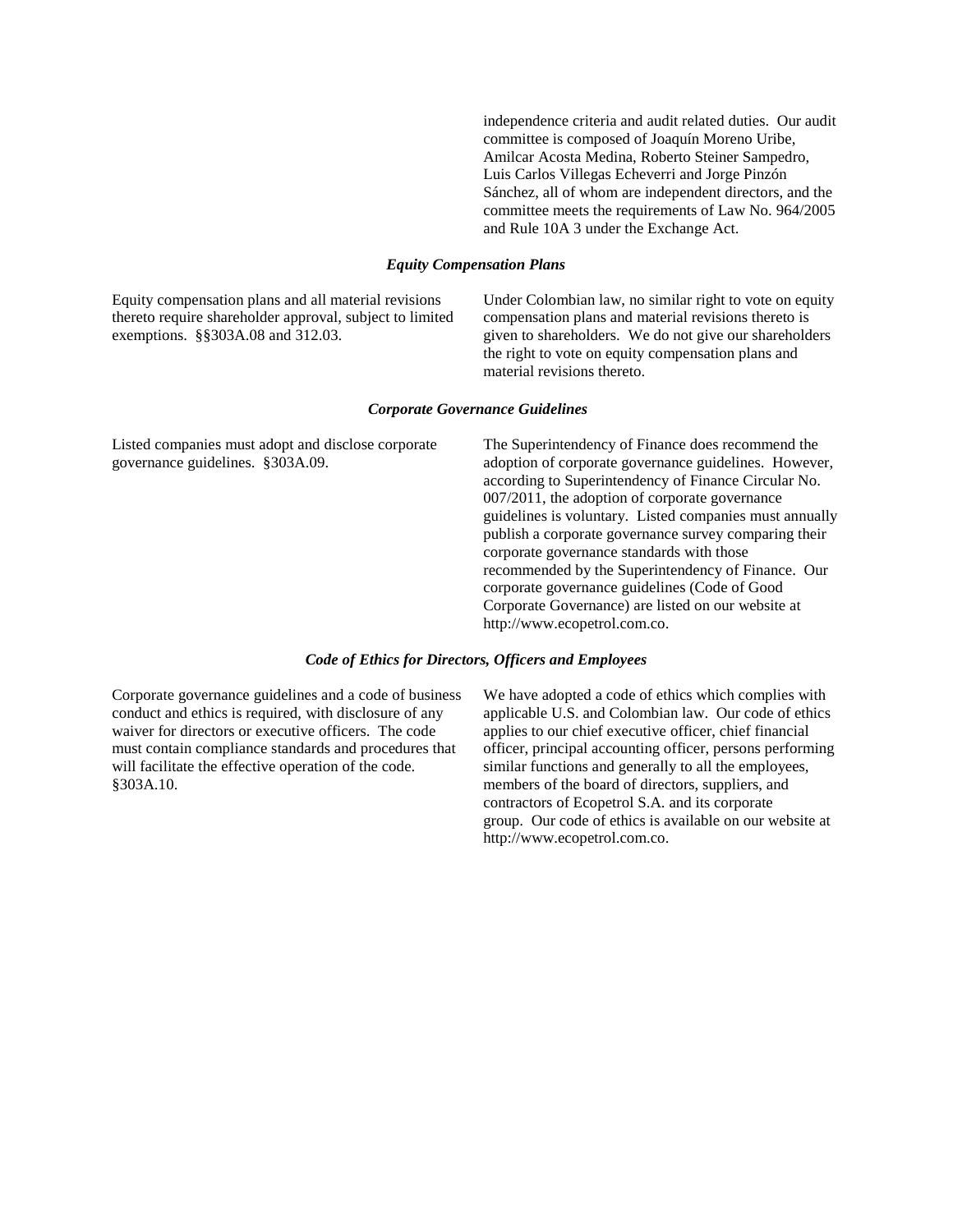| | |
|---|---|
| | independence criteria and audit related duties. Our audit committee is composed of Joaquín Moreno Uribe, Amilcar Acosta Medina, Roberto Steiner Sampedro, Luis Carlos Villegas Echeverri and Jorge Pinzón Sánchez, all of whom are independent directors, and the committee meets the requirements of Law No. 964/2005 and Rule 10A 3 under the Exchange Act. |

***Equity Compensation Plans***

| | |
|---|---|
| Equity compensation plans and all material revisions thereto require shareholder approval, subject to limited exemptions. §§303A.08 and 312.03. | Under Colombian law, no similar right to vote on equity compensation plans and material revisions thereto is given to shareholders. We do not give our shareholders the right to vote on equity compensation plans and material revisions thereto. |

***Corporate Governance Guidelines***

| | |
|---|---|
| Listed companies must adopt and disclose corporate governance guidelines. §303A.09. | The Superintendency of Finance does recommend the adoption of corporate governance guidelines. However, according to Superintendency of Finance Circular No. 007/2011, the adoption of corporate governance guidelines is voluntary. Listed companies must annually publish a corporate governance survey comparing their corporate governance standards with those recommended by the Superintendency of Finance. Our corporate governance guidelines (Code of Good Corporate Governance) are listed on our website at http://www.ecopetrol.com.co. |

***Code of Ethics for Directors, Officers and Employees***

| | |
|---|---|
| Corporate governance guidelines and a code of business conduct and ethics is required, with disclosure of any waiver for directors or executive officers. The code must contain compliance standards and procedures that will facilitate the effective operation of the code. §303A.10. | We have adopted a code of ethics which complies with applicable U.S. and Colombian law. Our code of ethics applies to our chief executive officer, chief financial officer, principal accounting officer, persons performing similar functions and generally to all the employees, members of the board of directors, suppliers, and contractors of Ecopetrol S.A. and its corporate group. Our code of ethics is available on our website at http://www.ecopetrol.com.co. |